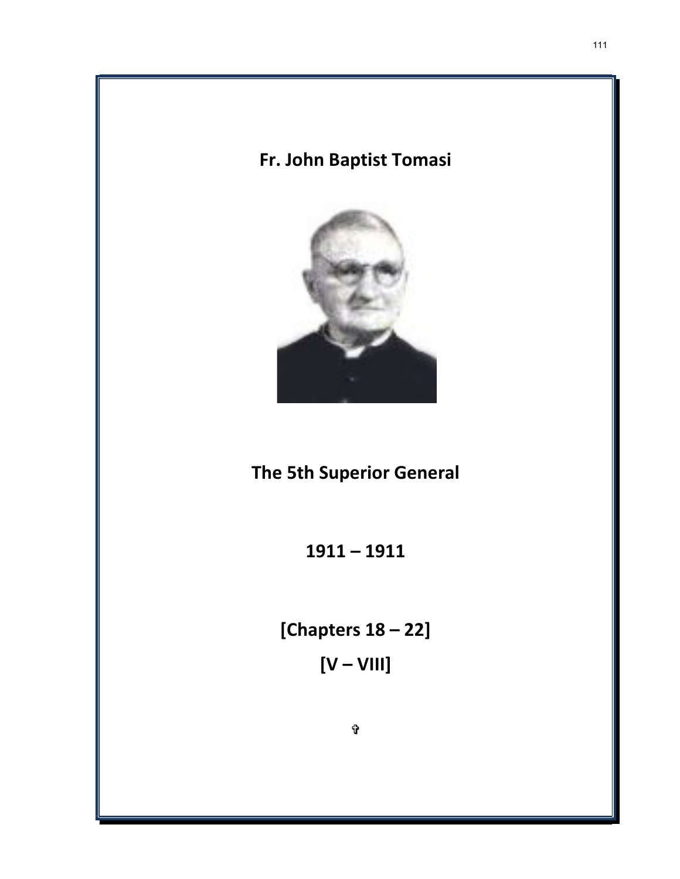# Fr. John Baptist Tomasi

## The 5th Superior General

## 1911 – 1911

## [Chapters 18 – 22]

## [V – VIII]

✞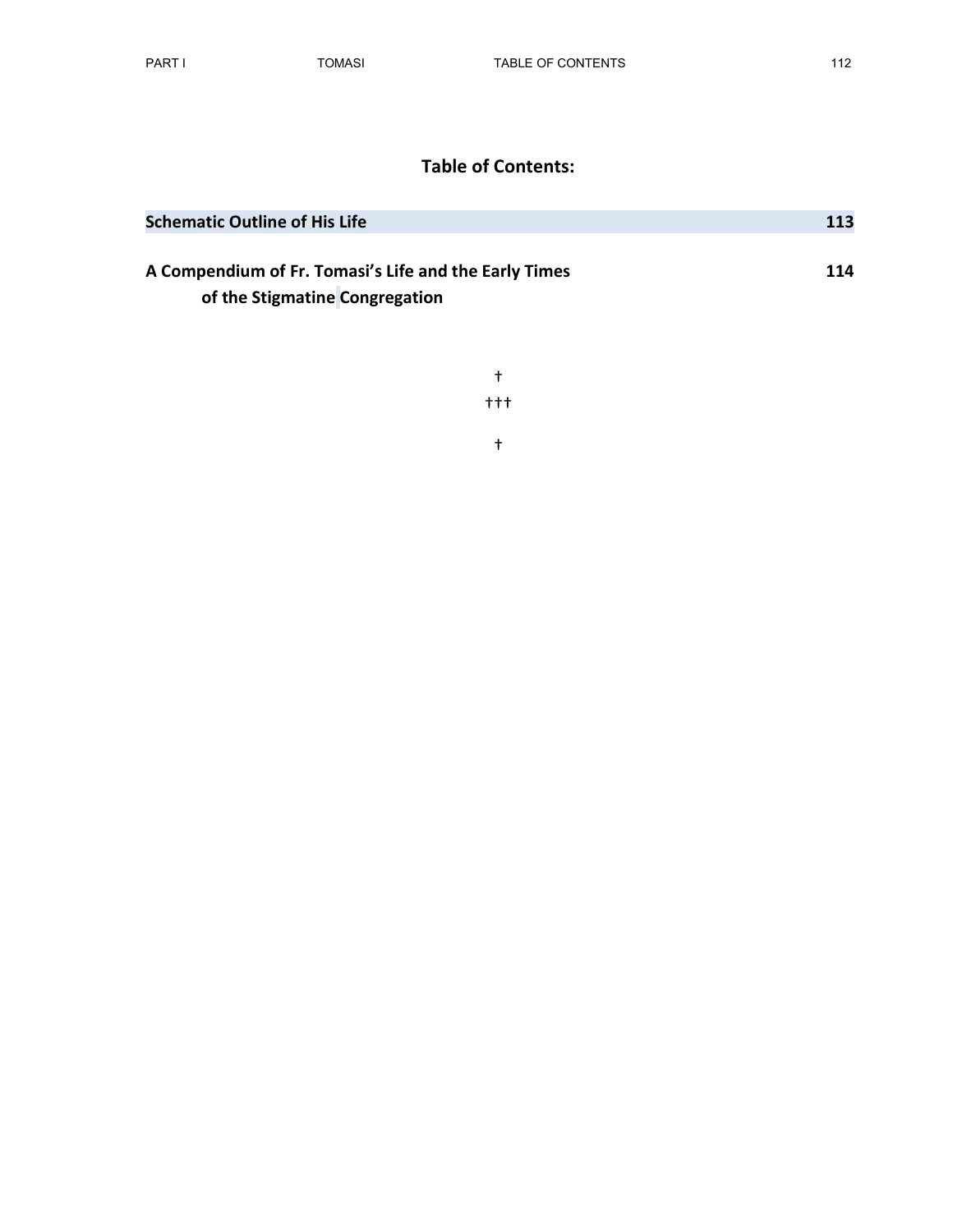## Table of Contents:

**Schematic Outline of His Life** **113**

**A Compendium of Fr. Tomasi's Life and the Early Times of the Stigmatine Congregation** **114**

†
†††

†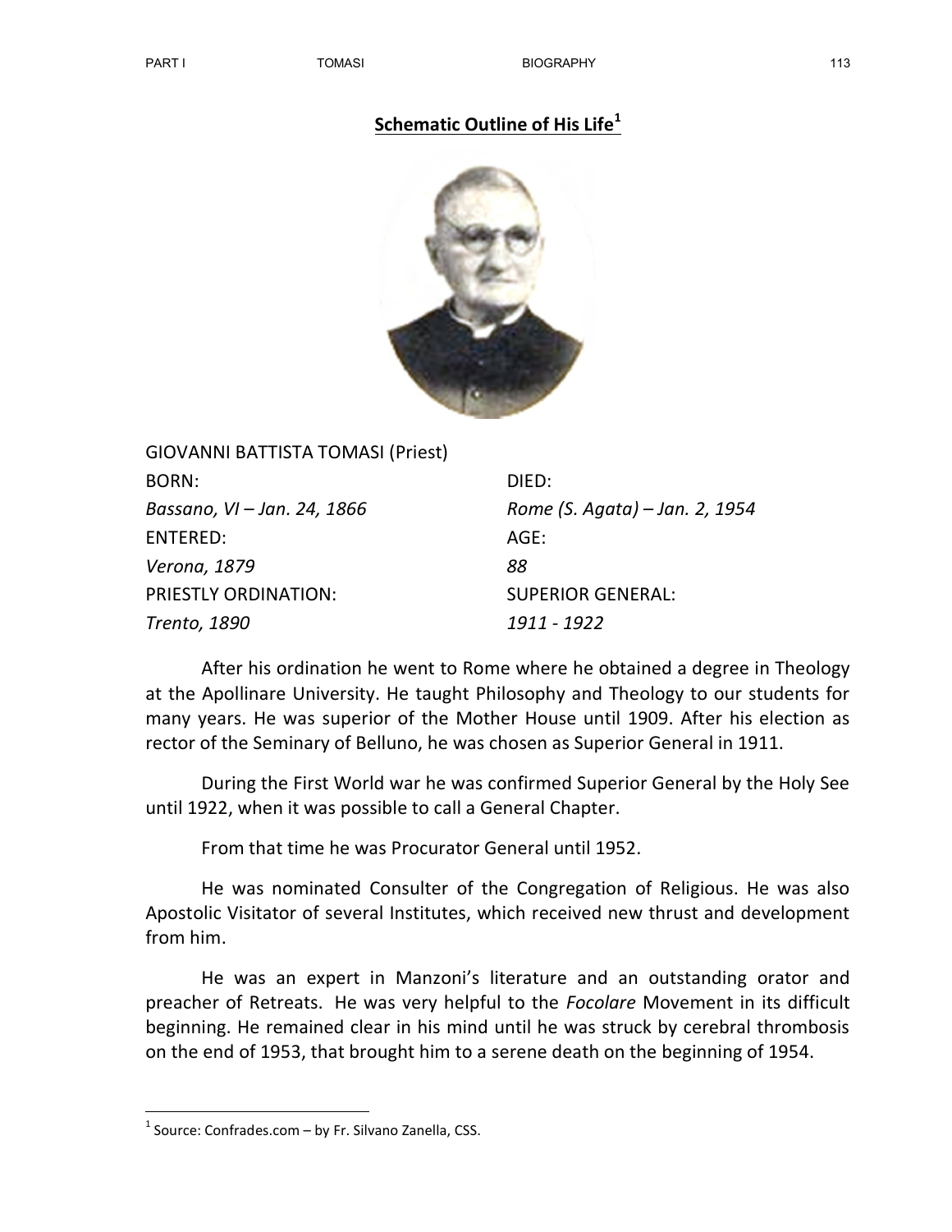## Schematic Outline of His Life[1]

GIOVANNI BATTISTA TOMASI (Priest)

| BORN: | DIED: |
| --- | --- |
| *Bassano, VI – Jan. 24, 1866* | *Rome (S. Agata) – Jan. 2, 1954* |
| ENTERED: | AGE: |
| *Verona, 1879* | *88* |
| PRIESTLY ORDINATION: | SUPERIOR GENERAL: |
| *Trento, 1890* | *1911 - 1922* |

After his ordination he went to Rome where he obtained a degree in Theology at the Apollinare University. He taught Philosophy and Theology to our students for many years. He was superior of the Mother House until 1909. After his election as rector of the Seminary of Belluno, he was chosen as Superior General in 1911.

During the First World war he was confirmed Superior General by the Holy See until 1922, when it was possible to call a General Chapter.

From that time he was Procurator General until 1952.

He was nominated Consulter of the Congregation of Religious. He was also Apostolic Visitator of several Institutes, which received new thrust and development from him.

He was an expert in Manzoni's literature and an outstanding orator and preacher of Retreats. He was very helpful to the *Focolare* Movement in its difficult beginning. He remained clear in his mind until he was struck by cerebral thrombosis on the end of 1953, that brought him to a serene death on the beginning of 1954.

[1] Source: Confrades.com – by Fr. Silvano Zanella, CSS.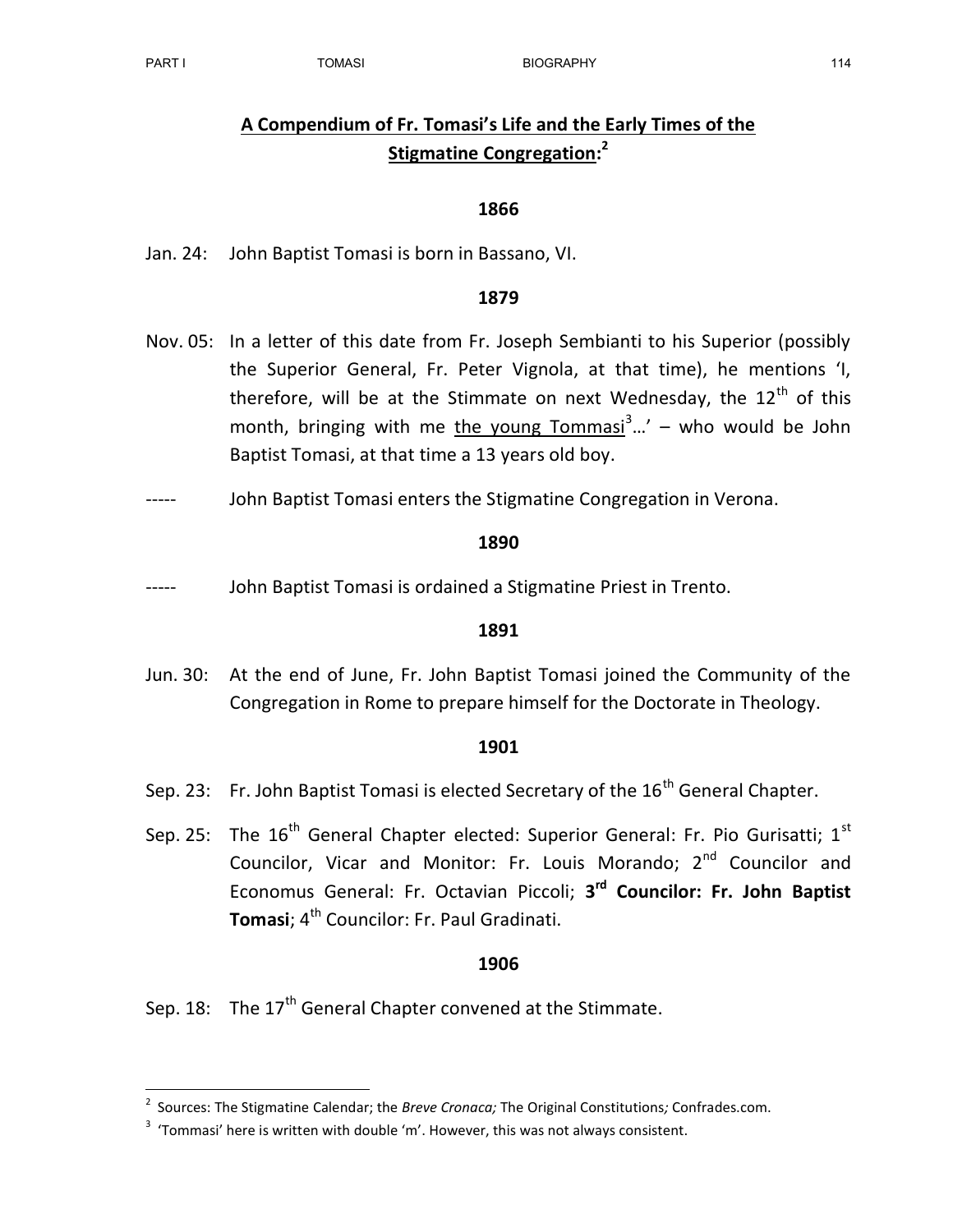## A Compendium of Fr. Tomasi's Life and the Early Times of the Stigmatine Congregation:[2]

### 1866

Jan. 24: John Baptist Tomasi is born in Bassano, VI.

### 1879

Nov. 05: In a letter of this date from Fr. Joseph Sembianti to his Superior (possibly the Superior General, Fr. Peter Vignola, at that time), he mentions 'I, therefore, will be at the Stimmate on next Wednesday, the 12th of this month, bringing with me the young Tommasi[3]…' – who would be John Baptist Tomasi, at that time a 13 years old boy.

----- John Baptist Tomasi enters the Stigmatine Congregation in Verona.

### 1890

----- John Baptist Tomasi is ordained a Stigmatine Priest in Trento.

### 1891

Jun. 30: At the end of June, Fr. John Baptist Tomasi joined the Community of the Congregation in Rome to prepare himself for the Doctorate in Theology.

### 1901

Sep. 23: Fr. John Baptist Tomasi is elected Secretary of the 16th General Chapter.

Sep. 25: The 16th General Chapter elected: Superior General: Fr. Pio Gurisatti; 1st Councilor, Vicar and Monitor: Fr. Louis Morando; 2nd Councilor and Economus General: Fr. Octavian Piccoli; **3rd Councilor: Fr. John Baptist Tomasi**; 4th Councilor: Fr. Paul Gradinati.

### 1906

Sep. 18: The 17th General Chapter convened at the Stimmate.

---

[2] Sources: The Stigmatine Calendar; the *Breve Cronaca;* The Original Constitutions*;* Confrades.com.

[3] 'Tommasi' here is written with double 'm'. However, this was not always consistent.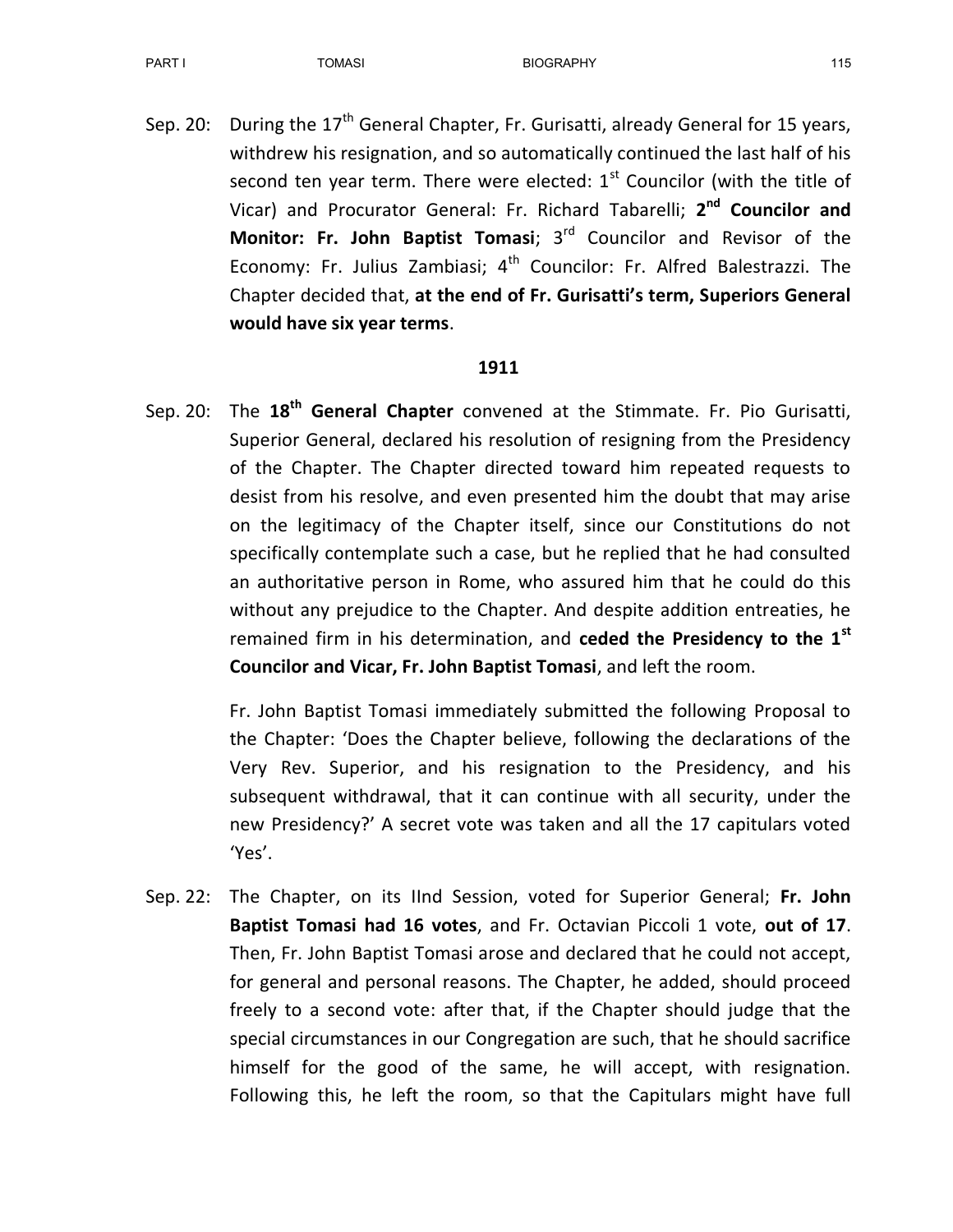Sep. 20: During the 17th General Chapter, Fr. Gurisatti, already General for 15 years, withdrew his resignation, and so automatically continued the last half of his second ten year term. There were elected: 1st Councilor (with the title of Vicar) and Procurator General: Fr. Richard Tabarelli; **2nd Councilor and Monitor: Fr. John Baptist Tomasi**; 3rd Councilor and Revisor of the Economy: Fr. Julius Zambiasi; 4th Councilor: Fr. Alfred Balestrazzi. The Chapter decided that, **at the end of Fr. Gurisatti's term, Superiors General would have six year terms**.

**1911**

Sep. 20: The **18th General Chapter** convened at the Stimmate. Fr. Pio Gurisatti, Superior General, declared his resolution of resigning from the Presidency of the Chapter. The Chapter directed toward him repeated requests to desist from his resolve, and even presented him the doubt that may arise on the legitimacy of the Chapter itself, since our Constitutions do not specifically contemplate such a case, but he replied that he had consulted an authoritative person in Rome, who assured him that he could do this without any prejudice to the Chapter. And despite addition entreaties, he remained firm in his determination, and **ceded the Presidency to the 1st Councilor and Vicar, Fr. John Baptist Tomasi**, and left the room.

Fr. John Baptist Tomasi immediately submitted the following Proposal to the Chapter: 'Does the Chapter believe, following the declarations of the Very Rev. Superior, and his resignation to the Presidency, and his subsequent withdrawal, that it can continue with all security, under the new Presidency?' A secret vote was taken and all the 17 capitulars voted 'Yes'.

Sep. 22: The Chapter, on its IInd Session, voted for Superior General; **Fr. John Baptist Tomasi had 16 votes**, and Fr. Octavian Piccoli 1 vote, **out of 17**. Then, Fr. John Baptist Tomasi arose and declared that he could not accept, for general and personal reasons. The Chapter, he added, should proceed freely to a second vote: after that, if the Chapter should judge that the special circumstances in our Congregation are such, that he should sacrifice himself for the good of the same, he will accept, with resignation. Following this, he left the room, so that the Capitulars might have full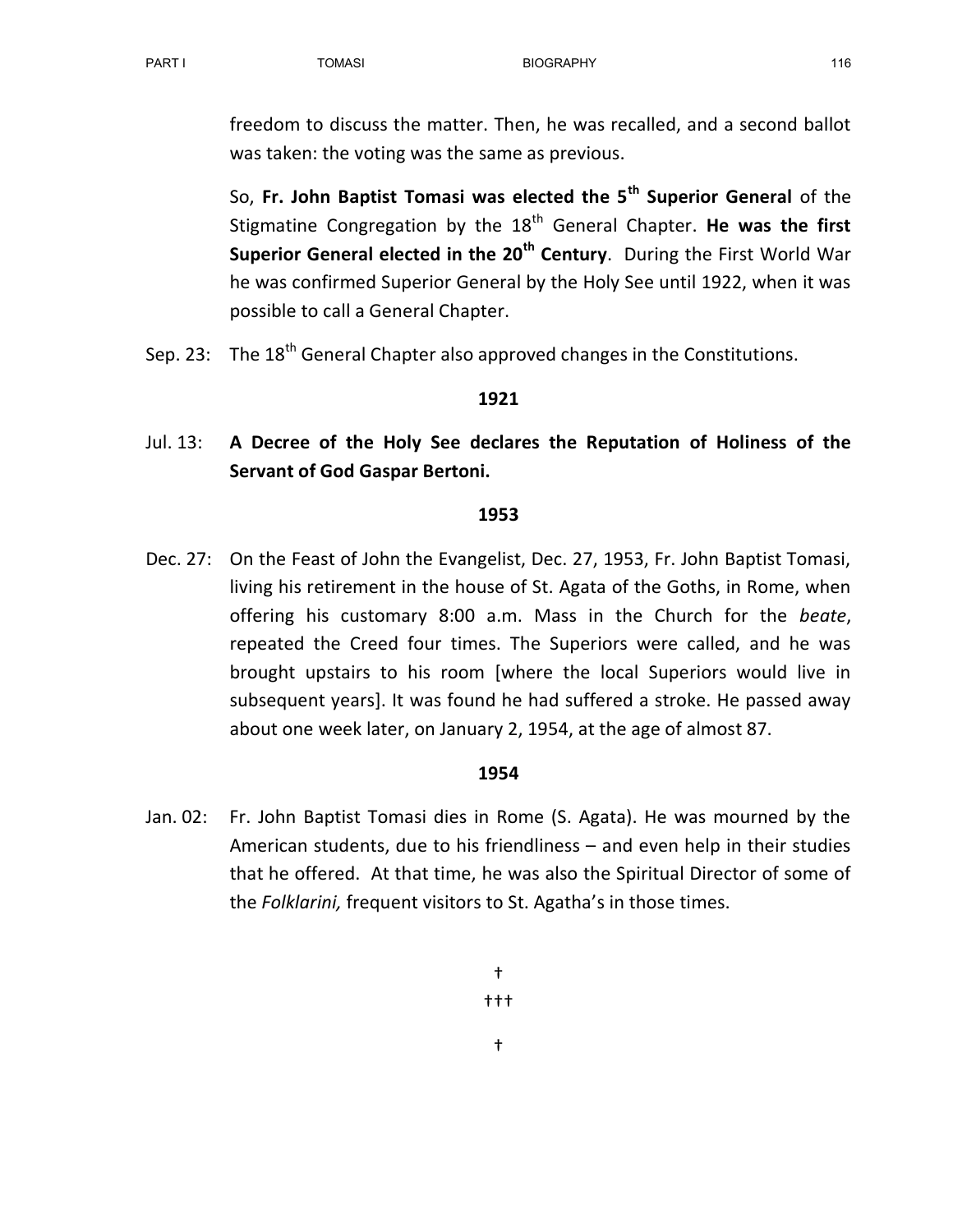freedom to discuss the matter. Then, he was recalled, and a second ballot was taken: the voting was the same as previous.

So, **Fr. John Baptist Tomasi was elected the 5th Superior General** of the Stigmatine Congregation by the 18th General Chapter. **He was the first Superior General elected in the 20th Century**. During the First World War he was confirmed Superior General by the Holy See until 1922, when it was possible to call a General Chapter.

Sep. 23: The 18th General Chapter also approved changes in the Constitutions.

**1921**

Jul. 13: **A Decree of the Holy See declares the Reputation of Holiness of the Servant of God Gaspar Bertoni.**

**1953**

Dec. 27: On the Feast of John the Evangelist, Dec. 27, 1953, Fr. John Baptist Tomasi, living his retirement in the house of St. Agata of the Goths, in Rome, when offering his customary 8:00 a.m. Mass in the Church for the *beate*, repeated the Creed four times. The Superiors were called, and he was brought upstairs to his room [where the local Superiors would live in subsequent years]. It was found he had suffered a stroke. He passed away about one week later, on January 2, 1954, at the age of almost 87.

**1954**

Jan. 02: Fr. John Baptist Tomasi dies in Rome (S. Agata). He was mourned by the American students, due to his friendliness – and even help in their studies that he offered. At that time, he was also the Spiritual Director of some of the *Folklarini,* frequent visitors to St. Agatha's in those times.

†
†††
†